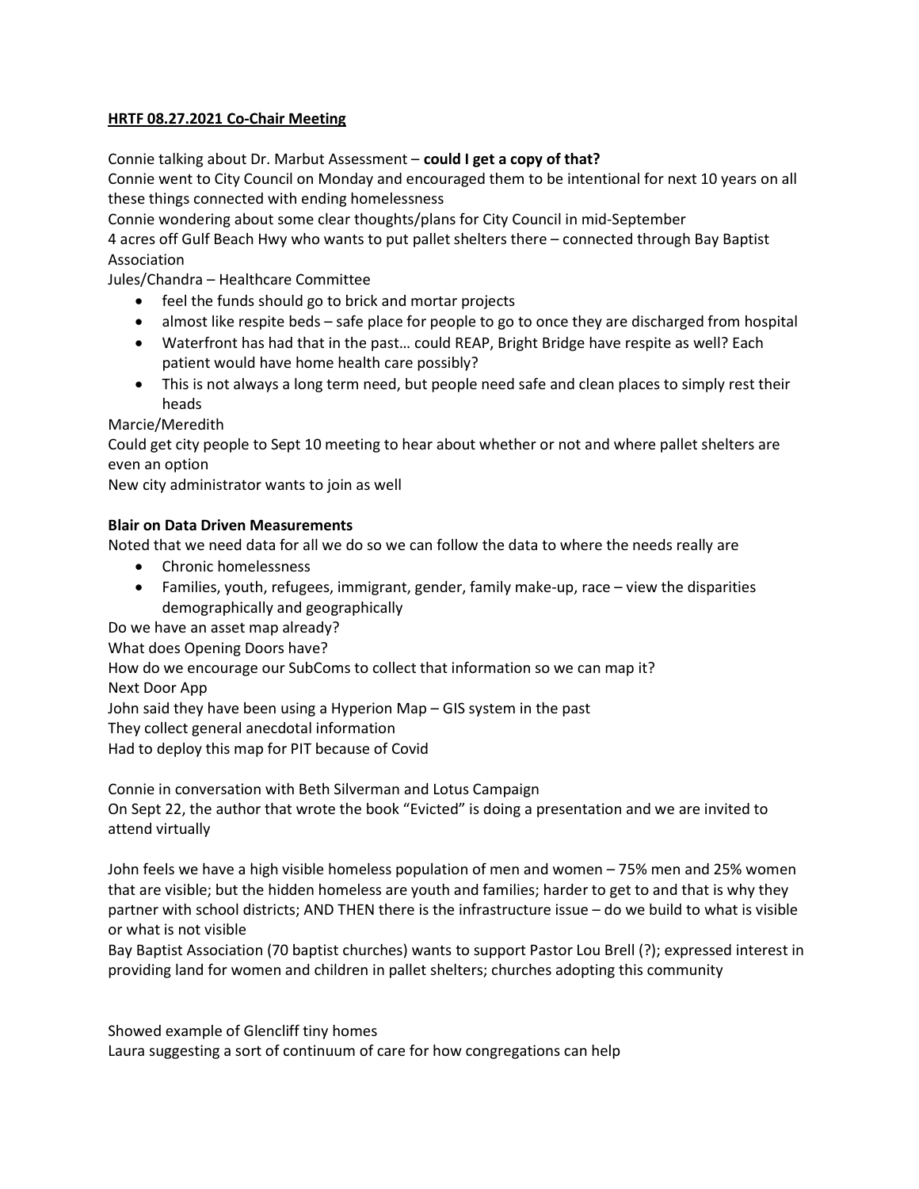**HRTF 08.27.2021 Co-Chair Meeting**

Connie talking about Dr. Marbut Assessment – **could I get a copy of that?**

Connie went to City Council on Monday and encouraged them to be intentional for next 10 years on all these things connected with ending homelessness

Connie wondering about some clear thoughts/plans for City Council in mid-September

4 acres off Gulf Beach Hwy who wants to put pallet shelters there – connected through Bay Baptist Association

Jules/Chandra – Healthcare Committee

- feel the funds should go to brick and mortar projects
- almost like respite beds – safe place for people to go to once they are discharged from hospital
- Waterfront has had that in the past… could REAP, Bright Bridge have respite as well? Each patient would have home health care possibly?
- This is not always a long term need, but people need safe and clean places to simply rest their heads

Marcie/Meredith

Could get city people to Sept 10 meeting to hear about whether or not and where pallet shelters are even an option

New city administrator wants to join as well

**Blair on Data Driven Measurements**

Noted that we need data for all we do so we can follow the data to where the needs really are

- Chronic homelessness
- Families, youth, refugees, immigrant, gender, family make-up, race – view the disparities demographically and geographically

Do we have an asset map already?

What does Opening Doors have?

How do we encourage our SubComs to collect that information so we can map it?

Next Door App

John said they have been using a Hyperion Map – GIS system in the past

They collect general anecdotal information

Had to deploy this map for PIT because of Covid

Connie in conversation with Beth Silverman and Lotus Campaign

On Sept 22, the author that wrote the book "Evicted" is doing a presentation and we are invited to attend virtually

John feels we have a high visible homeless population of men and women – 75% men and 25% women that are visible; but the hidden homeless are youth and families; harder to get to and that is why they partner with school districts; AND THEN there is the infrastructure issue – do we build to what is visible or what is not visible

Bay Baptist Association (70 baptist churches) wants to support Pastor Lou Brell (?); expressed interest in providing land for women and children in pallet shelters; churches adopting this community

Showed example of Glencliff tiny homes

Laura suggesting a sort of continuum of care for how congregations can help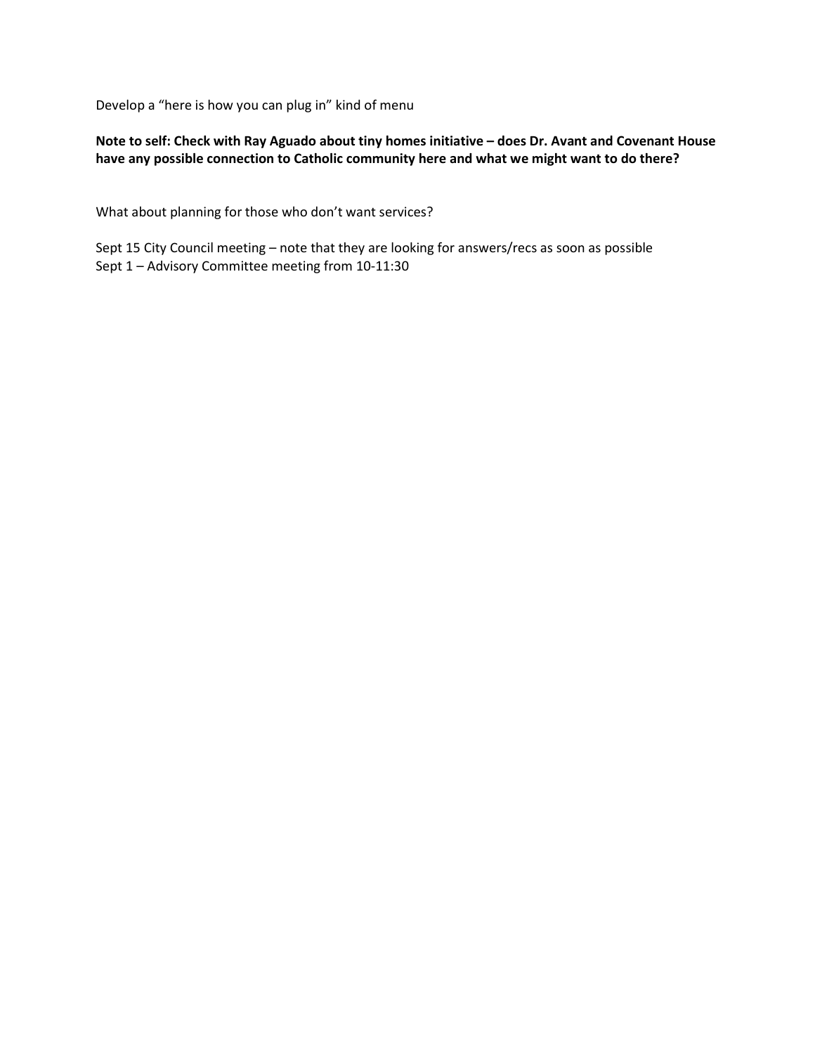Develop a "here is how you can plug in" kind of menu

**Note to self: Check with Ray Aguado about tiny homes initiative – does Dr. Avant and Covenant House have any possible connection to Catholic community here and what we might want to do there?**

What about planning for those who don't want services?

Sept 15 City Council meeting – note that they are looking for answers/recs as soon as possible
Sept 1 – Advisory Committee meeting from 10-11:30